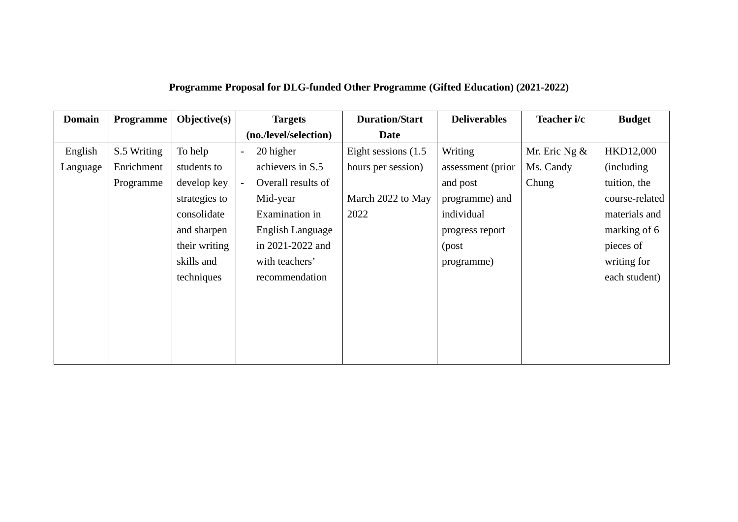**Programme Proposal for DLG-funded Other Programme (Gifted Education) (2021-2022)**

| Domain | Programme | Objective(s) | Targets (no./level/selection) | Duration/Start Date | Deliverables | Teacher i/c | Budget |
|---|---|---|---|---|---|---|---|
| English Language | S.5 Writing Enrichment Programme | To help students to develop key strategies to consolidate and sharpen their writing skills and techniques | - 20 higher achievers in S.5<br>- Overall results of Mid-year Examination in English Language in 2021-2022 and with teachers' recommendation | Eight sessions (1.5 hours per session)<br><br>March 2022 to May 2022 | Writing assessment (prior and post programme) and individual progress report (post programme) | Mr. Eric Ng & Ms. Candy Chung | HKD12,000 (including tuition, the course-related materials and marking of 6 pieces of writing for each student) |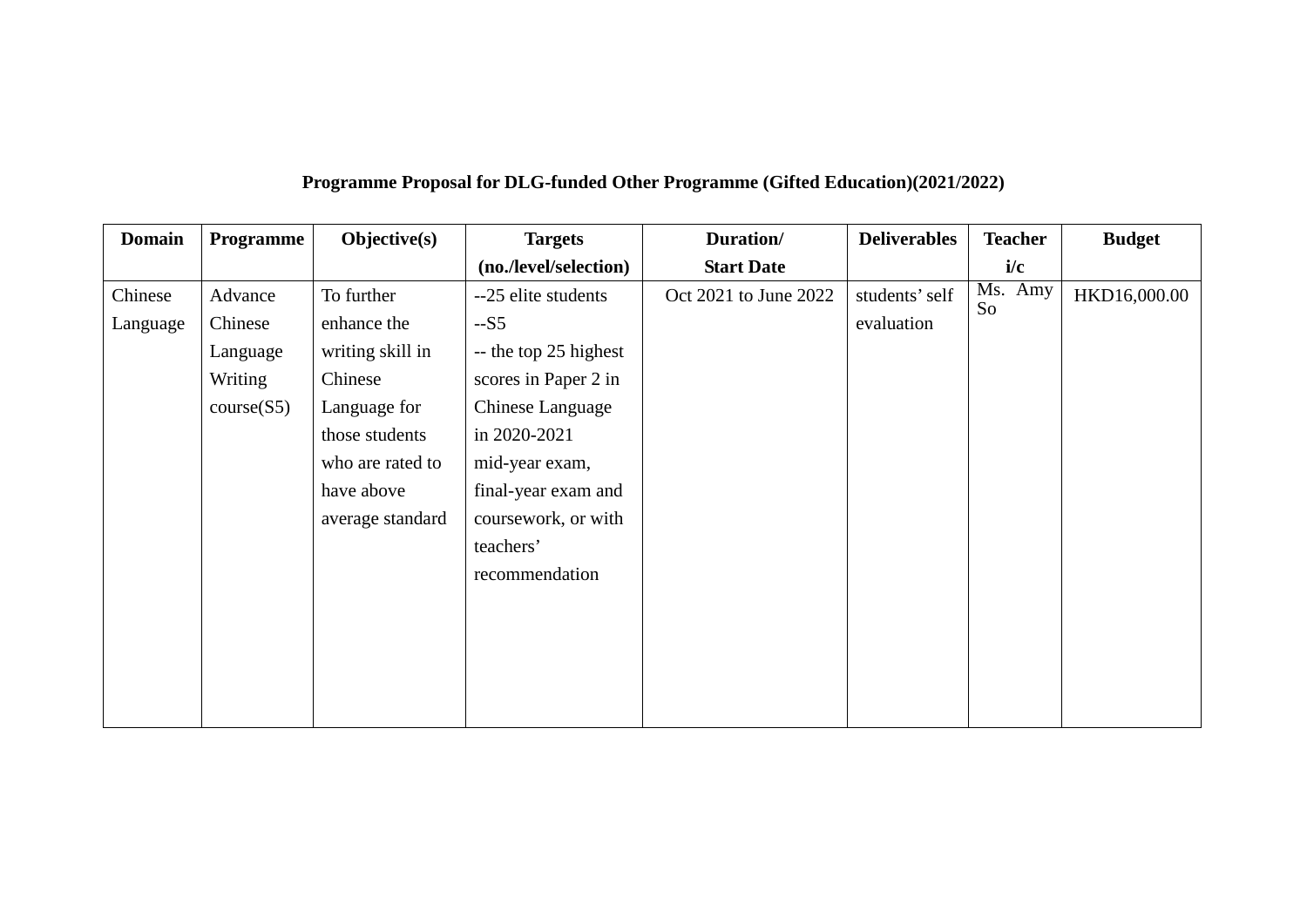**Programme Proposal for DLG-funded Other Programme (Gifted Education)(2021/2022)**

| Domain | Programme | Objective(s) | Targets (no./level/selection) | Duration/ Start Date | Deliverables | Teacher i/c | Budget |
|---|---|---|---|---|---|---|---|
| Chinese Language | Advance Chinese Language Writing course(S5) | To further enhance the writing skill in Chinese Language for those students who are rated to have above average standard | --25 elite students<br>--S5<br>-- the top 25 highest scores in Paper 2 in Chinese Language in 2020-2021 mid-year exam, final-year exam and coursework, or with teachers' recommendation | Oct 2021 to June 2022 | students' self evaluation | Ms. Amy So | HKD16,000.00 |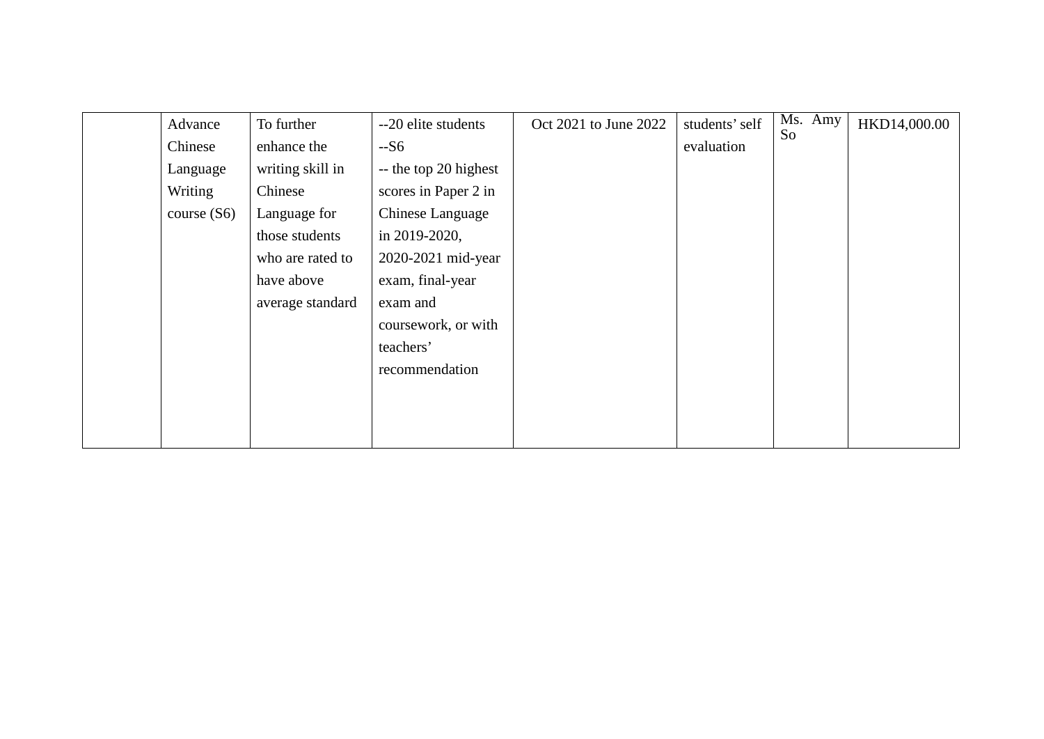| | | | | | | | |
|---|---|---|---|---|---|---|---|
| | Advance Chinese Language Writing course (S6) | To further enhance the writing skill in Chinese Language for those students who are rated to have above average standard | --20 elite students<br>--S6<br>-- the top 20 highest scores in Paper 2 in Chinese Language in 2019-2020, 2020-2021 mid-year exam, final-year exam and coursework, or with teachers' recommendation | Oct 2021 to June 2022 | students' self evaluation | Ms. Amy So | HKD14,000.00 |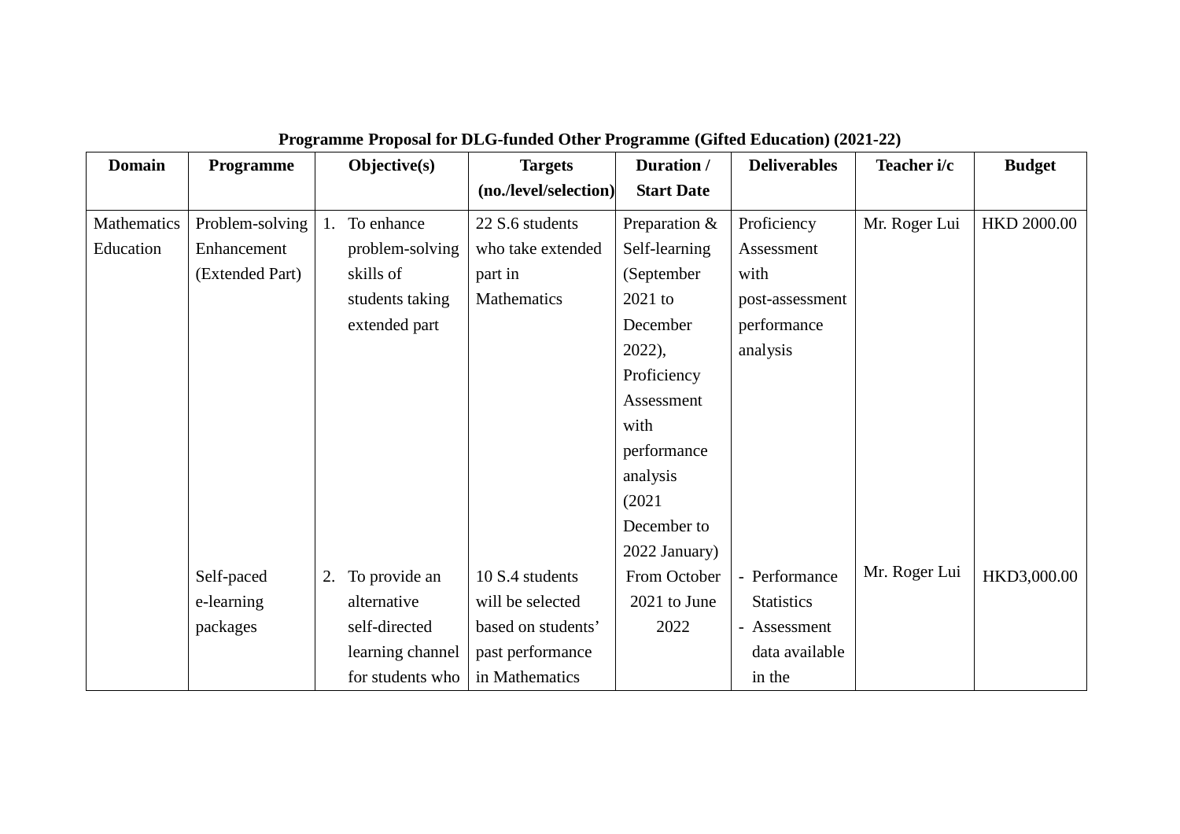**Programme Proposal for DLG-funded Other Programme (Gifted Education) (2021-22)**

| Domain | Programme | Objective(s) | Targets (no./level/selection) | Duration / Start Date | Deliverables | Teacher i/c | Budget |
|---|---|---|---|---|---|---|---|
| Mathematics Education | Problem-solving Enhancement (Extended Part) | 1. To enhance problem-solving skills of students taking extended part | 22 S.6 students who take extended part in Mathematics | Preparation & Self-learning (September 2021 to December 2022), Proficiency Assessment with performance analysis (2021 December to 2022 January) | Proficiency Assessment with post-assessment performance analysis | Mr. Roger Lui | HKD 2000.00 |
| | Self-paced e-learning packages | 2. To provide an alternative self-directed learning channel for students who | 10 S.4 students will be selected based on students' past performance in Mathematics | From October 2021 to June 2022 | - Performance Statistics<br>- Assessment data available in the | Mr. Roger Lui | HKD3,000.00 |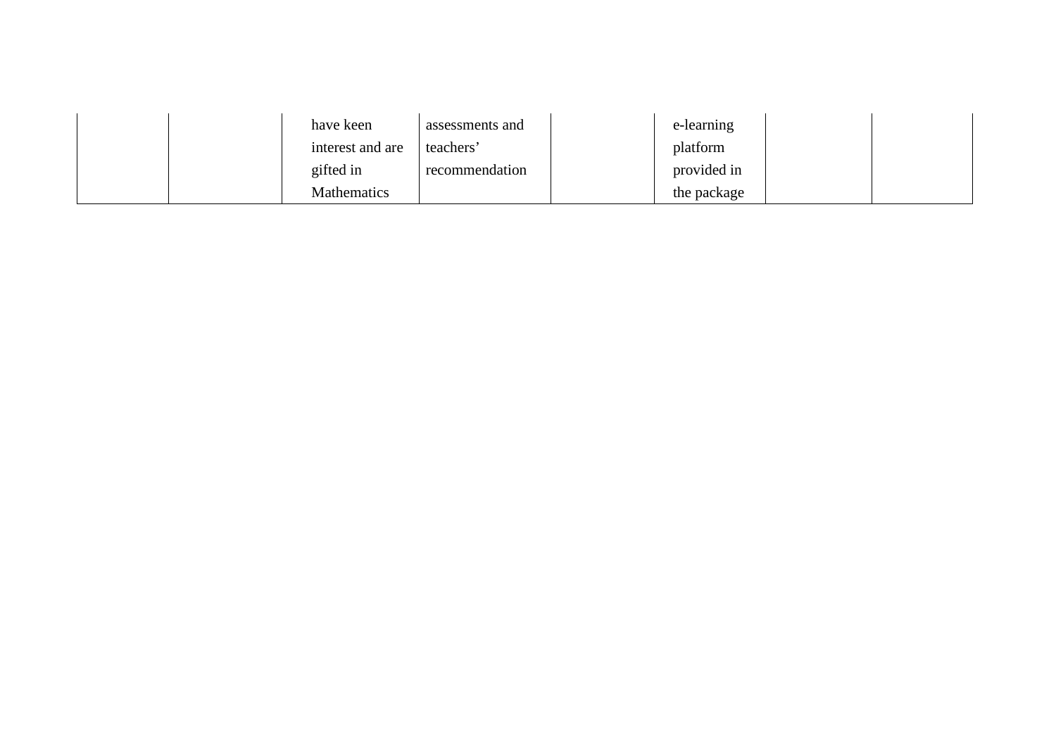| | | | | | | | |
|---|---|---|---|---|---|---|---|
| | | have keen interest and are gifted in Mathematics | assessments and teachers' recommendation | | e-learning platform provided in the package | | |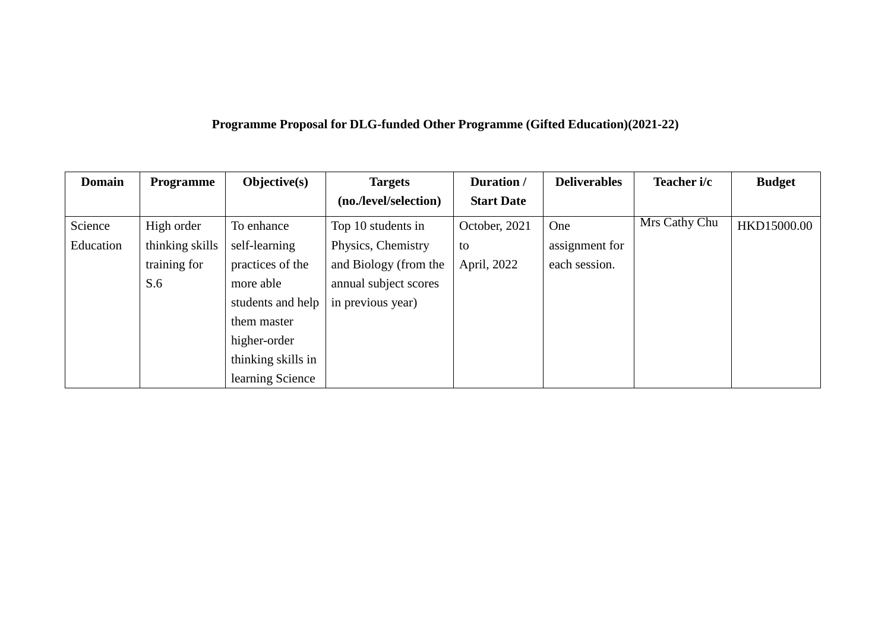**Programme Proposal for DLG-funded Other Programme (Gifted Education)(2021-22)**

| Domain | Programme | Objective(s) | Targets (no./level/selection) | Duration / Start Date | Deliverables | Teacher i/c | Budget |
|---|---|---|---|---|---|---|---|
| Science Education | High order thinking skills training for S.6 | To enhance self-learning practices of the more able students and help them master higher-order thinking skills in learning Science | Top 10 students in Physics, Chemistry and Biology (from the annual subject scores in previous year) | October, 2021 to April, 2022 | One assignment for each session. | Mrs Cathy Chu | HKD15000.00 |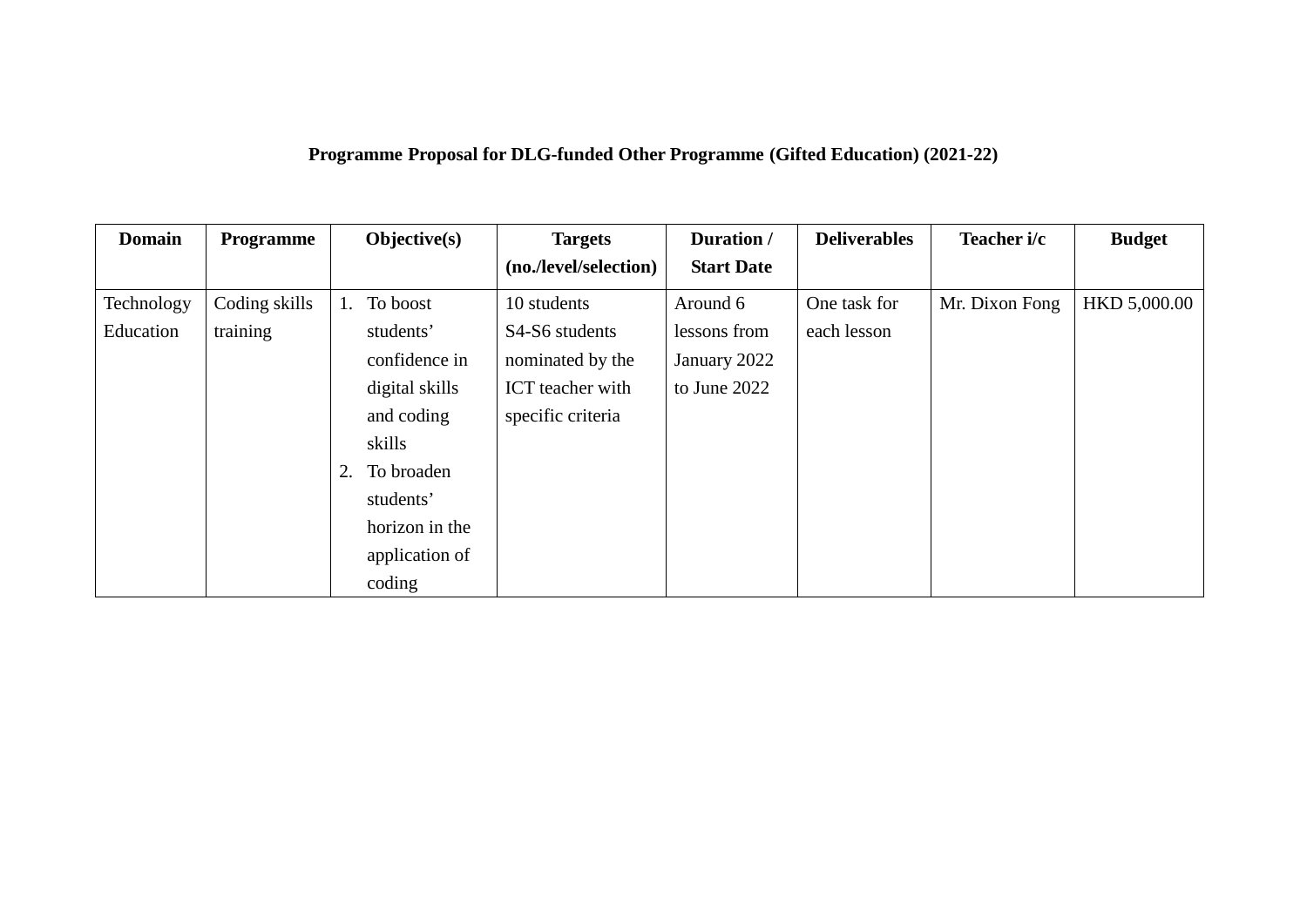**Programme Proposal for DLG-funded Other Programme (Gifted Education) (2021-22)**

| Domain | Programme | Objective(s) | Targets (no./level/selection) | Duration / Start Date | Deliverables | Teacher i/c | Budget |
|---|---|---|---|---|---|---|---|
| Technology Education | Coding skills training | 1. To boost students' confidence in digital skills and coding skills<br>2. To broaden students' horizon in the application of coding | 10 students<br>S4-S6 students nominated by the ICT teacher with specific criteria | Around 6 lessons from January 2022 to June 2022 | One task for each lesson | Mr. Dixon Fong | HKD 5,000.00 |